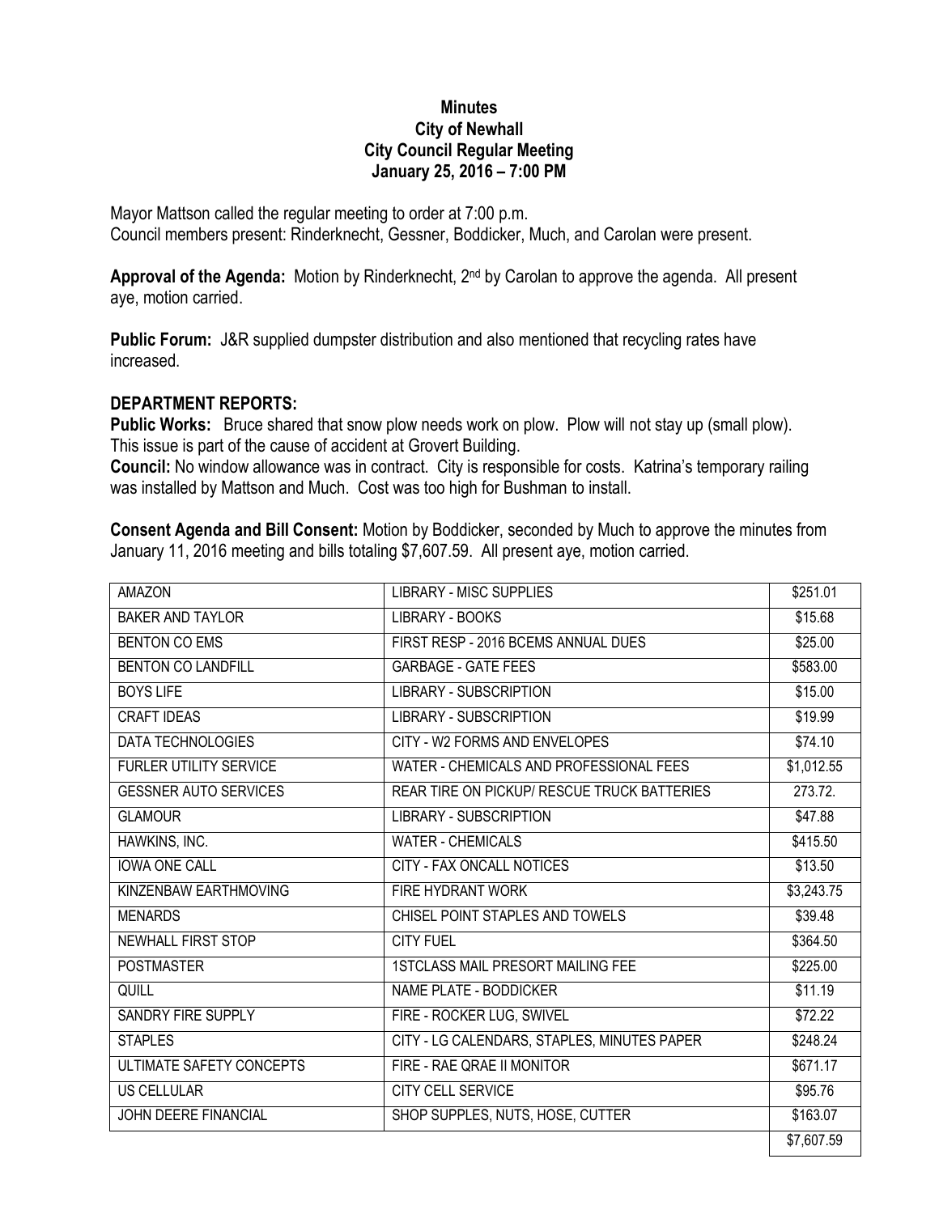# Minutes
## City of Newhall
## City Council Regular Meeting
## January 25, 2016 – 7:00 PM

Mayor Mattson called the regular meeting to order at 7:00 p.m.
Council members present: Rinderknecht, Gessner, Boddicker, Much, and Carolan were present.

**Approval of the Agenda:** Motion by Rinderknecht, 2nd by Carolan to approve the agenda. All present aye, motion carried.

**Public Forum:** J&R supplied dumpster distribution and also mentioned that recycling rates have increased.

### DEPARTMENT REPORTS:

**Public Works:** Bruce shared that snow plow needs work on plow. Plow will not stay up (small plow). This issue is part of the cause of accident at Grovert Building.

**Council:** No window allowance was in contract. City is responsible for costs. Katrina's temporary railing was installed by Mattson and Much. Cost was too high for Bushman to install.

**Consent Agenda and Bill Consent:** Motion by Boddicker, seconded by Much to approve the minutes from January 11, 2016 meeting and bills totaling $7,607.59. All present aye, motion carried.

| | | |
|---|---|---|
| AMAZON | LIBRARY - MISC SUPPLIES | $251.01 |
| BAKER AND TAYLOR | LIBRARY - BOOKS | $15.68 |
| BENTON CO EMS | FIRST RESP - 2016 BCEMS ANNUAL DUES | $25.00 |
| BENTON CO LANDFILL | GARBAGE - GATE FEES | $583.00 |
| BOYS LIFE | LIBRARY - SUBSCRIPTION | $15.00 |
| CRAFT IDEAS | LIBRARY - SUBSCRIPTION | $19.99 |
| DATA TECHNOLOGIES | CITY - W2 FORMS AND ENVELOPES | $74.10 |
| FURLER UTILITY SERVICE | WATER - CHEMICALS AND PROFESSIONAL FEES | $1,012.55 |
| GESSNER AUTO SERVICES | REAR TIRE ON PICKUP/ RESCUE TRUCK BATTERIES | 273.72. |
| GLAMOUR | LIBRARY - SUBSCRIPTION | $47.88 |
| HAWKINS, INC. | WATER - CHEMICALS | $415.50 |
| IOWA ONE CALL | CITY - FAX ONCALL NOTICES | $13.50 |
| KINZENBAW EARTHMOVING | FIRE HYDRANT WORK | $3,243.75 |
| MENARDS | CHISEL POINT STAPLES AND TOWELS | $39.48 |
| NEWHALL FIRST STOP | CITY FUEL | $364.50 |
| POSTMASTER | 1STCLASS MAIL PRESORT MAILING FEE | $225.00 |
| QUILL | NAME PLATE - BODDICKER | $11.19 |
| SANDRY FIRE SUPPLY | FIRE - ROCKER LUG, SWIVEL | $72.22 |
| STAPLES | CITY - LG CALENDARS, STAPLES, MINUTES PAPER | $248.24 |
| ULTIMATE SAFETY CONCEPTS | FIRE - RAE QRAE II MONITOR | $671.17 |
| US CELLULAR | CITY CELL SERVICE | $95.76 |
| JOHN DEERE FINANCIAL | SHOP SUPPLES, NUTS, HOSE, CUTTER | $163.07 |
| | | $7,607.59 |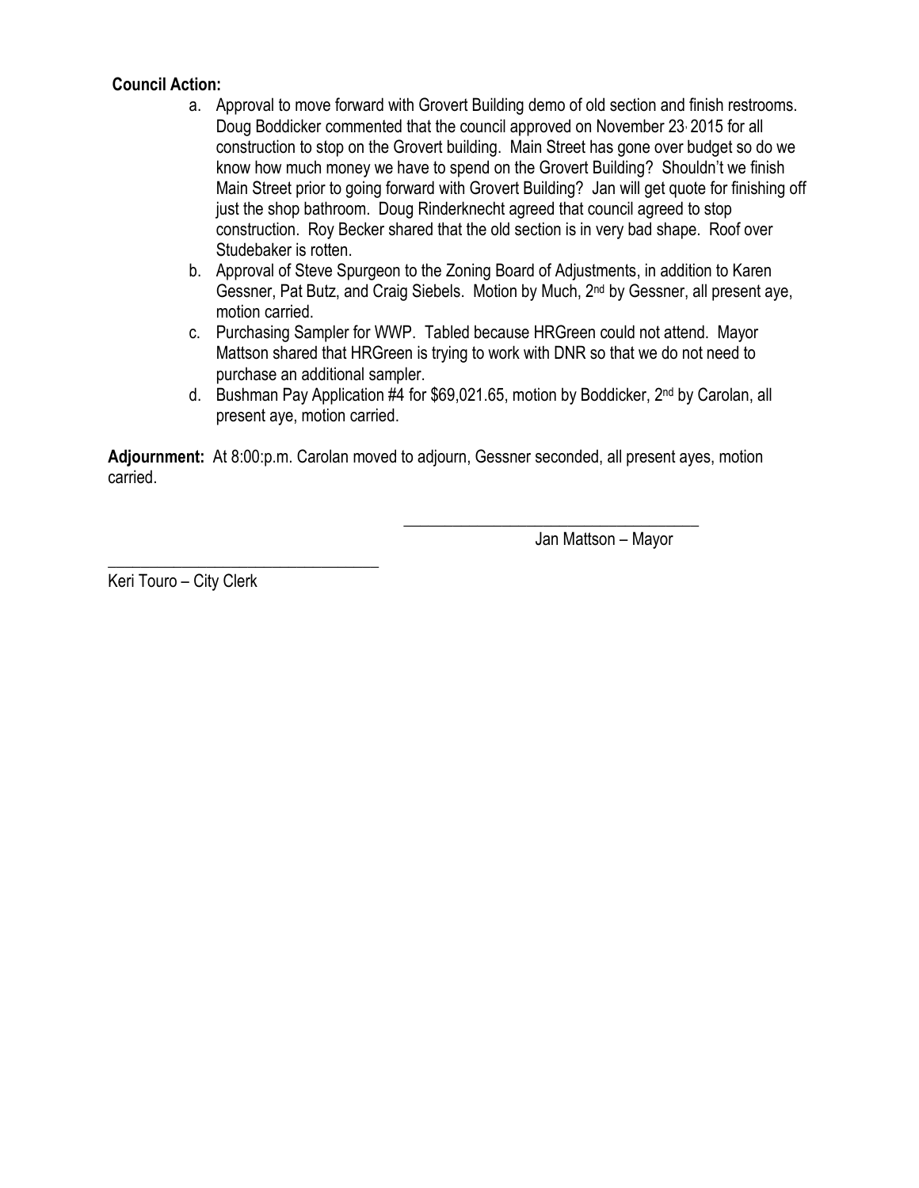**Council Action:**

a. Approval to move forward with Grovert Building demo of old section and finish restrooms. Doug Boddicker commented that the council approved on November 23, 2015 for all construction to stop on the Grovert building. Main Street has gone over budget so do we know how much money we have to spend on the Grovert Building? Shouldn't we finish Main Street prior to going forward with Grovert Building? Jan will get quote for finishing off just the shop bathroom. Doug Rinderknecht agreed that council agreed to stop construction. Roy Becker shared that the old section is in very bad shape. Roof over Studebaker is rotten.
b. Approval of Steve Spurgeon to the Zoning Board of Adjustments, in addition to Karen Gessner, Pat Butz, and Craig Siebels. Motion by Much, 2nd by Gessner, all present aye, motion carried.
c. Purchasing Sampler for WWP. Tabled because HRGreen could not attend. Mayor Mattson shared that HRGreen is trying to work with DNR so that we do not need to purchase an additional sampler.
d. Bushman Pay Application #4 for $69,021.65, motion by Boddicker, 2nd by Carolan, all present aye, motion carried.

**Adjournment:** At 8:00:p.m. Carolan moved to adjourn, Gessner seconded, all present ayes, motion carried.

\_\_\_\_\_\_\_\_\_\_\_\_\_\_\_\_\_\_\_\_\_\_\_\_\_\_\_\_\_\_\_\_\_\_\_\_

Jan Mattson – Mayor

\_\_\_\_\_\_\_\_\_\_\_\_\_\_\_\_\_\_\_\_\_\_\_\_\_\_\_\_\_\_\_\_\_\_\_\_

Keri Touro – City Clerk